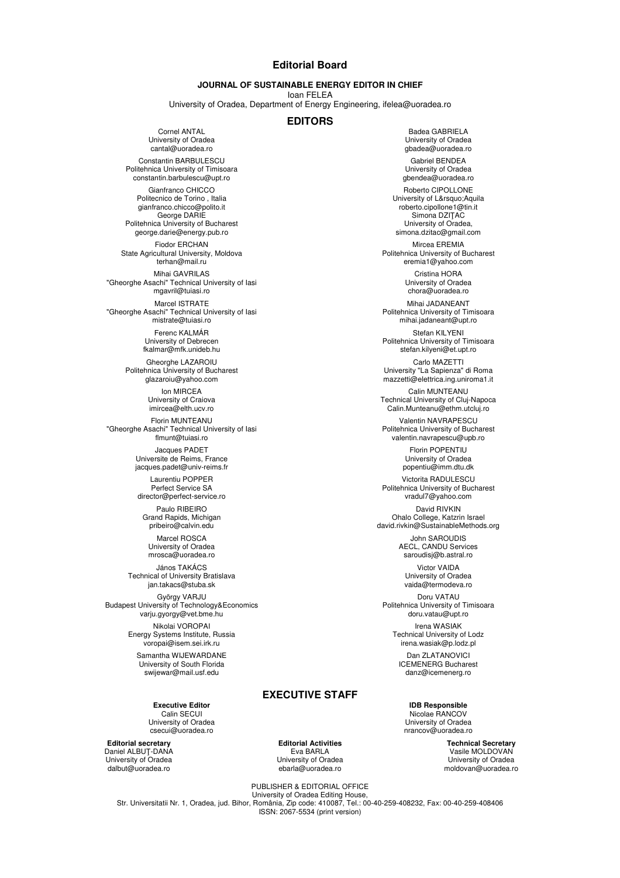# Editorial Board

**JOURNAL OF SUSTAINABLE ENERGY EDITOR IN CHIEF**

Ioan FELEA

University of Oradea, Department of Energy Engineering, ifelea@uoradea.ro

## EDITORS

Cornel ANTAL
University of Oradea
cantal@uoradea.ro

Badea GABRIELA
University of Oradea
gbadea@uoradea.ro

Constantin BARBULESCU
Politehnica University of Timisoara
constantin.barbulescu@upt.ro

Gabriel BENDEA
University of Oradea
gbendea@uoradea.ro

Gianfranco CHICCO
Politecnico de Torino , Italia
gianfranco.chicco@polito.it

Roberto CIPOLLONE
University of L&rsquo;Aquila
roberto.cipollone1@tin.it

George DARIE
Politehnica University of Bucharest
george.darie@energy.pub.ro

Simona DZIȚAC
University of Oradea,
simona.dzitac@gmail.com

Fiodor ERCHAN
State Agricultural University, Moldova
terhan@mail.ru

Mircea EREMIA
Politehnica University of Bucharest
eremia1@yahoo.com

Mihai GAVRILAS
"Gheorghe Asachi" Technical University of Iasi
mgavril@tuiasi.ro

Cristina HORA
University of Oradea
chora@uoradea.ro

Marcel ISTRATE
"Gheorghe Asachi" Technical University of Iasi
mistrate@tuiasi.ro

Mihai JADANEANT
Politehnica University of Timisoara
mihai.jadaneant@upt.ro

Ferenc KALMÁR
University of Debrecen
fkalmar@mfk.unideb.hu

Stefan KILYENI
Politehnica University of Timisoara
stefan.kilyeni@et.upt.ro

Gheorghe LAZAROIU
Politehnica University of Bucharest
glazaroiu@yahoo.com

Carlo MAZETTI
University "La Sapienza" di Roma
mazzetti@elettrica.ing.uniroma1.it

Ion MIRCEA
University of Craiova
imircea@elth.ucv.ro

Calin MUNTEANU
Technical University of Cluj-Napoca
Calin.Munteanu@ethm.utcluj.ro

Florin MUNTEANU
"Gheorghe Asachi" Technical University of Iasi
flmunt@tuiasi.ro

Valentin NAVRAPESCU
Politehnica University of Bucharest
valentin.navrapescu@upb.ro

Jacques PADET
Universite de Reims, France
jacques.padet@univ-reims.fr

Florin POPENTIU
University of Oradea
popentiu@imm.dtu.dk

Laurentiu POPPER
Perfect Service SA
director@perfect-service.ro

Victorita RADULESCU
Politehnica University of Bucharest
vradul7@yahoo.com

Paulo RIBEIRO
Grand Rapids, Michigan
pribeiro@calvin.edu

David RIVKIN
Ohalo College, Katzrin Israel
david.rivkin@SustainableMethods.org

Marcel ROSCA
University of Oradea
mrosca@uoradea.ro

John SAROUDIS
AECL, CANDU Services
saroudisj@b.astral.ro

János TAKÁCS
Technical of University Bratislava
jan.takacs@stuba.sk

Victor VAIDA
University of Oradea
vaida@termodeva.ro

György VARJU
Budapest University of Technology&Economics
varju.gyorgy@vet.bme.hu

Doru VATAU
Politehnica University of Timisoara
doru.vatau@upt.ro

Nikolai VOROPAI
Energy Systems Institute, Russia
voropai@isem.sei.irk.ru

Irena WASIAK
Technical University of Lodz
irena.wasiak@p.lodz.pl

Samantha WIJEWARDANE
University of South Florida
swijewar@mail.usf.edu

Dan ZLATANOVICI
ICEMENERG Bucharest
danz@icemenerg.ro

## EXECUTIVE STAFF

**Executive Editor**
Calin SECUI
University of Oradea
csecui@uoradea.ro

**IDB Responsible**
Nicolae RANCOV
University of Oradea
nrancov@uoradea.ro

**Editorial secretary**
Daniel ALBUȚ-DANA
University of Oradea
dalbut@uoradea.ro

**Editorial Activities**
Eva BARLA
University of Oradea
ebarla@uoradea.ro

**Technical Secretary**
Vasile MOLDOVAN
University of Oradea
moldovan@uoradea.ro

PUBLISHER & EDITORIAL OFFICE
University of Oradea Editing House,
Str. Universitatii Nr. 1, Oradea, jud. Bihor, România, Zip code: 410087, Tel.: 00-40-259-408232, Fax: 00-40-259-408406
ISSN: 2067-5534 (print version)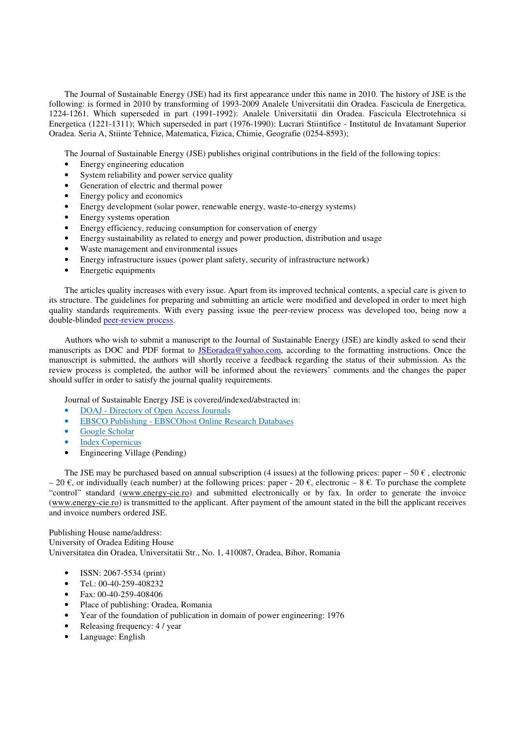The Journal of Sustainable Energy (JSE) had its first appearance under this name in 2010. The history of JSE is the following: is formed in 2010 by transforming of 1993-2009 Analele Universitatii din Oradea. Fascicula de Energetica, 1224-1261. Which superseded in part (1991-1992): Analele Universitatii din Oradea. Fascicula Electrotehnica si Energetica (1221-1311); Which superseded in part (1976-1990): Lucrari Stiintifice - Institutul de Invatamant Superior Oradea. Seria A, Stiinte Tehnice, Matematica, Fizica, Chimie, Geografie (0254-8593);

The Journal of Sustainable Energy (JSE) publishes original contributions in the field of the following topics:

- Energy engineering education
- System reliability and power service quality
- Generation of electric and thermal power
- Energy policy and economics
- Energy development (solar power, renewable energy, waste-to-energy systems)
- Energy systems operation
- Energy efficiency, reducing consumption for conservation of energy
- Energy sustainability as related to energy and power production, distribution and usage
- Waste management and environmental issues
- Energy infrastructure issues (power plant safety, security of infrastructure network)
- Energetic equipments

The articles quality increases with every issue. Apart from its improved technical contents, a special care is given to its structure. The guidelines for preparing and submitting an article were modified and developed in order to meet high quality standards requirements. With every passing issue the peer-review process was developed too, being now a double-blinded peer-review process.

Authors who wish to submit a manuscript to the Journal of Sustainable Energy (JSE) are kindly asked to send their manuscripts as DOC and PDF format to JSEoradea@yahoo.com, according to the formatting instructions. Once the manuscript is submitted, the authors will shortly receive a feedback regarding the status of their submission. As the review process is completed, the author will be informed about the reviewers' comments and the changes the paper should suffer in order to satisfy the journal quality requirements.

Journal of Sustainable Energy JSE is covered/indexed/abstracted in:

- DOAJ - Directory of Open Access Journals
- EBSCO Publishing - EBSCOhost Online Research Databases
- Google Scholar
- Index Copernicus
- Engineering Village (Pending)

The JSE may be purchased based on annual subscription (4 issues) at the following prices: paper – 50 € , electronic – 20 €, or individually (each number) at the following prices: paper - 20 €, electronic – 8 €. To purchase the complete "control" standard (www.energy-cie.ro) and submitted electronically or by fax. In order to generate the invoice (www.energy-cie.ro) is transmitted to the applicant. After payment of the amount stated in the bill the applicant receives and invoice numbers ordered JSE.

Publishing House name/address:
University of Oradea Editing House
Universitatea din Oradea, Universitatii Str., No. 1, 410087, Oradea, Bihor, Romania

- ISSN: 2067-5534 (print)
- Tel.: 00-40-259-408232
- Fax: 00-40-259-408406
- Place of publishing: Oradea, Romania
- Year of the foundation of the publication in domain of power engineering: 1976
- Releasing frequency: 4 / year
- Language: English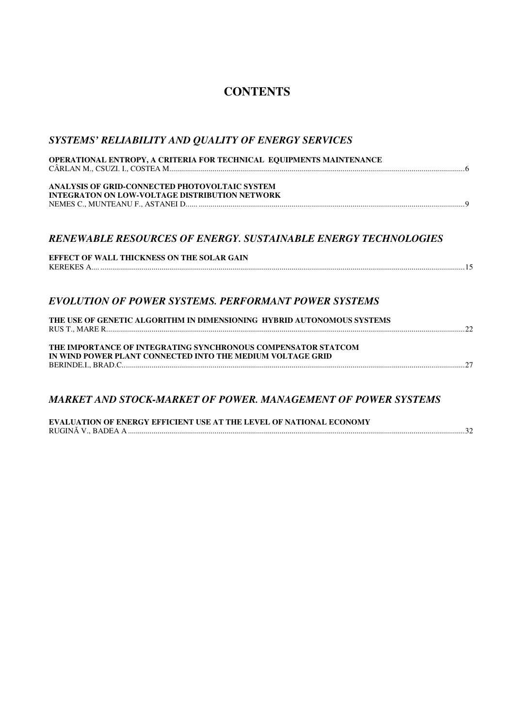# CONTENTS

## *SYSTEMS' RELIABILITY AND QUALITY OF ENERGY SERVICES*

**OPERATIONAL ENTROPY, A CRITERIA FOR TECHNICAL EQUIPMENTS MAINTENANCE**
CÂRLAN M., CSUZI. I., COSTEA M....................................................................................................................................................6

**ANALYSIS OF GRID-CONNECTED PHOTOVOLTAIC SYSTEM INTEGRATON ON LOW-VOLTAGE DISTRIBUTION NETWORK**
NEMES C., MUNTEANU F., ASTANEI D...... ......................................................................................................................................9

## *RENEWABLE RESOURCES OF ENERGY. SUSTAINABLE ENERGY TECHNOLOGIES*

**EFFECT OF WALL THICKNESS ON THE SOLAR GAIN**
KEREKES A.... ....................................................................................................................................................................................15

## *EVOLUTION OF POWER SYSTEMS. PERFORMANT POWER SYSTEMS*

**THE USE OF GENETIC ALGORITHM IN DIMENSIONING HYBRID AUTONOMOUS SYSTEMS**
RUS T., MARE R..................................................................................................................................................................................22

**THE IMPORTANCE OF INTEGRATING SYNCHRONOUS COMPENSATOR STATCOM IN WIND POWER PLANT CONNECTED INTO THE MEDIUM VOLTAGE GRID**
BERINDE.I., BRAD.C..........................................................................................................................................................................27

## *MARKET AND STOCK-MARKET OF POWER. MANAGEMENT OF POWER SYSTEMS*

**EVALUATION OF ENERGY EFFICIENT USE AT THE LEVEL OF NATIONAL ECONOMY**
RUGINĂ V., BADEA A ........................................................................................................................................................................32